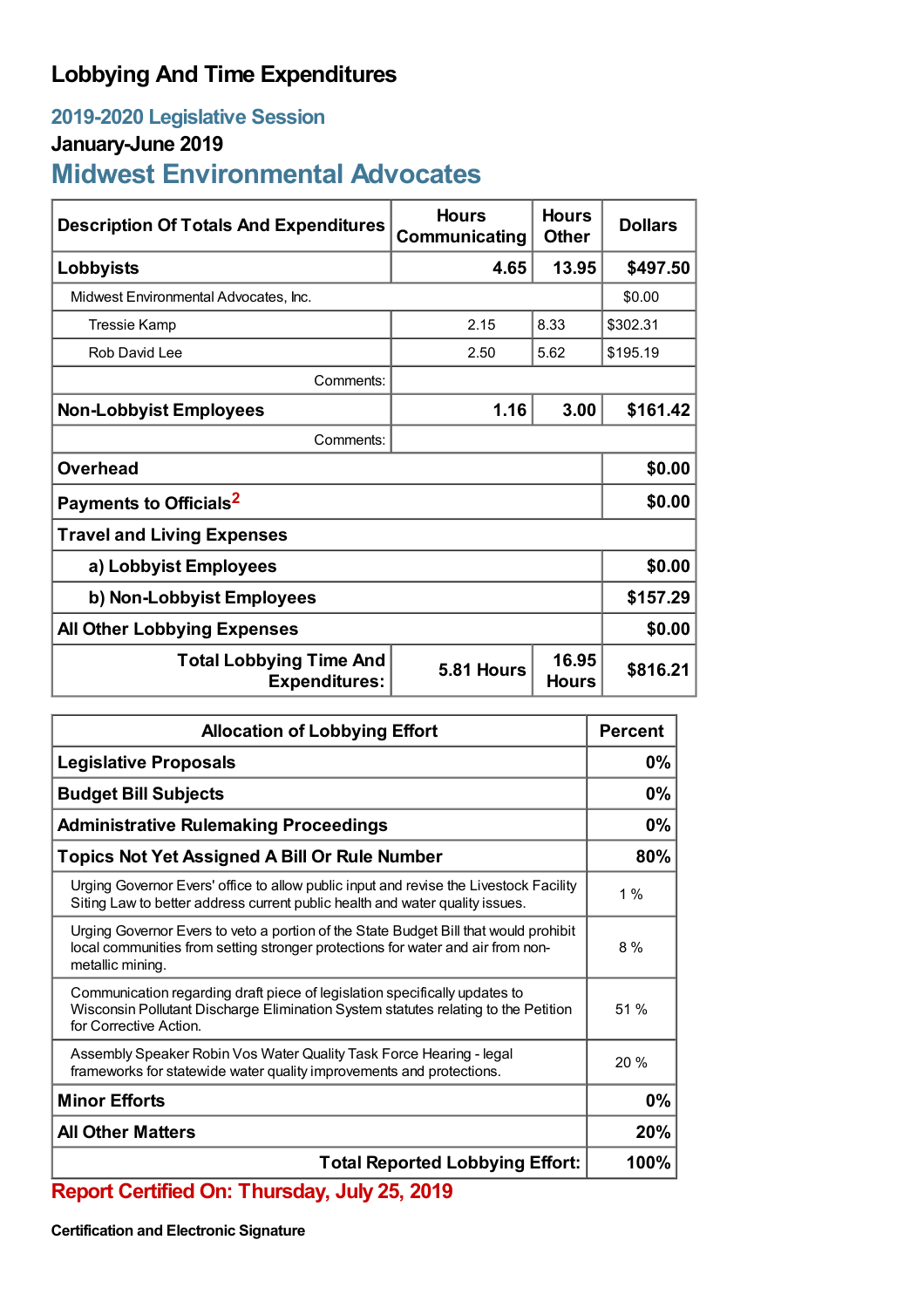# Lobbying And Time Expenditures

## 2019-2020 Legislative Session

### January-June 2019

## Midwest Environmental Advocates

| Description Of Totals And Expenditures | Hours Communicating | Hours Other | Dollars |
|---|---|---|---|
| **Lobbyists** | **4.65** | **13.95** | **$497.50** |
| Midwest Environmental Advocates, Inc. | | | $0.00 |
| Tressie Kamp | 2.15 | 8.33 | $302.31 |
| Rob David Lee | 2.50 | 5.62 | $195.19 |
| Comments: | | | |
| **Non-Lobbyist Employees** | **1.16** | **3.00** | **$161.42** |
| Comments: | | | |
| **Overhead** | | | **$0.00** |
| **Payments to Officials**[2] | | | **$0.00** |
| **Travel and Living Expenses** | | | |
| **a) Lobbyist Employees** | | | **$0.00** |
| **b) Non-Lobbyist Employees** | | | **$157.29** |
| **All Other Lobbying Expenses** | | | **$0.00** |
| **Total Lobbying Time And Expenditures:** | **5.81 Hours** | **16.95 Hours** | **$816.21** |

| Allocation of Lobbying Effort | Percent |
|---|---|
| **Legislative Proposals** | **0%** |
| **Budget Bill Subjects** | **0%** |
| **Administrative Rulemaking Proceedings** | **0%** |
| **Topics Not Yet Assigned A Bill Or Rule Number** | **80%** |
| Urging Governor Evers' office to allow public input and revise the Livestock Facility Siting Law to better address current public health and water quality issues. | 1 % |
| Urging Governor Evers to veto a portion of the State Budget Bill that would prohibit local communities from setting stronger protections for water and air from non-metallic mining. | 8 % |
| Communication regarding draft piece of legislation specifically updates to Wisconsin Pollutant Discharge Elimination System statutes relating to the Petition for Corrective Action. | 51 % |
| Assembly Speaker Robin Vos Water Quality Task Force Hearing - legal frameworks for statewide water quality improvements and protections. | 20 % |
| **Minor Efforts** | **0%** |
| **All Other Matters** | **20%** |
| **Total Reported Lobbying Effort:** | **100%** |

**Report Certified On: Thursday, July 25, 2019**

**Certification and Electronic Signature**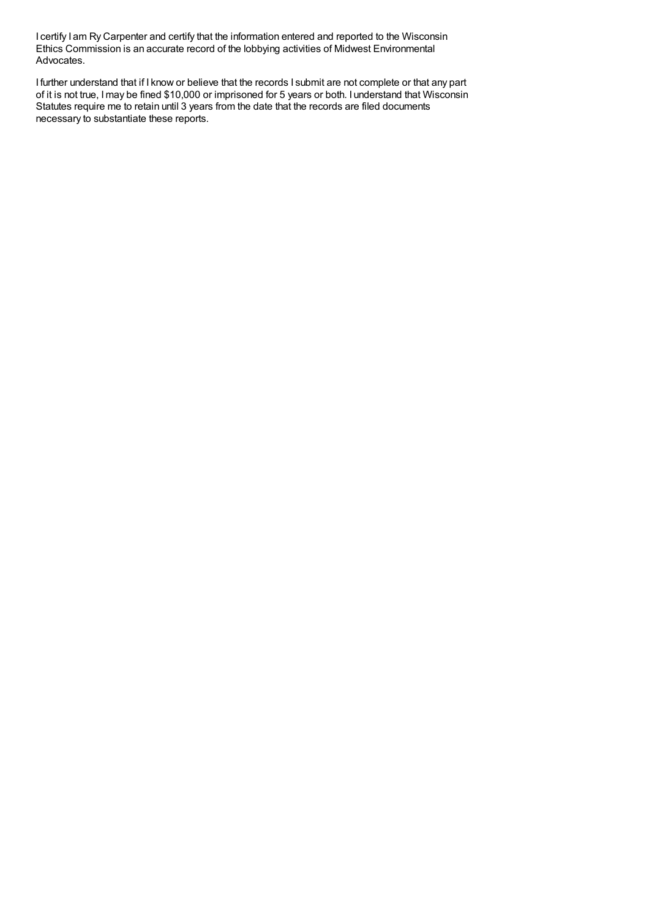I certify I am Ry Carpenter and certify that the information entered and reported to the Wisconsin Ethics Commission is an accurate record of the lobbying activities of Midwest Environmental Advocates.

I further understand that if I know or believe that the records I submit are not complete or that any part of it is not true, I may be fined $10,000 or imprisoned for 5 years or both. I understand that Wisconsin Statutes require me to retain until 3 years from the date that the records are filed documents necessary to substantiate these reports.